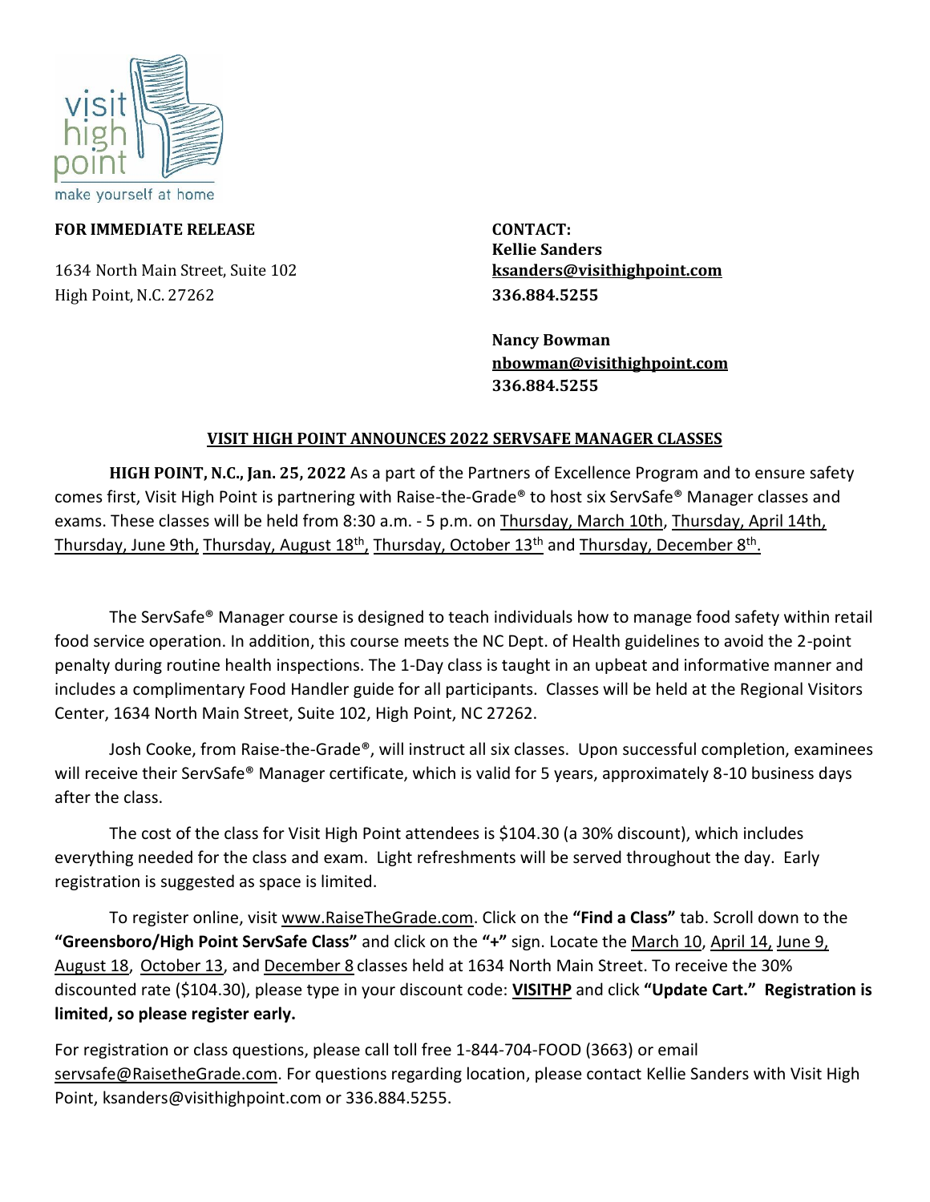visit high point
make yourself at home

**FOR IMMEDIATE RELEASE**

1634 North Main Street, Suite 102
High Point, N.C. 27262

**CONTACT:**
**Kellie Sanders**
**ksanders@visithighpoint.com**
**336.884.5255**

**Nancy Bowman**
**nbowman@visithighpoint.com**
**336.884.5255**

## VISIT HIGH POINT ANNOUNCES 2022 SERVSAFE MANAGER CLASSES

**HIGH POINT, N.C., Jan. 25, 2022** As a part of the Partners of Excellence Program and to ensure safety comes first, Visit High Point is partnering with Raise-the-Grade® to host six ServSafe® Manager classes and exams. These classes will be held from 8:30 a.m. - 5 p.m. on Thursday, March 10th, Thursday, April 14th, Thursday, June 9th, Thursday, August 18th, Thursday, October 13th and Thursday, December 8th.

The ServSafe® Manager course is designed to teach individuals how to manage food safety within retail food service operation. In addition, this course meets the NC Dept. of Health guidelines to avoid the 2-point penalty during routine health inspections. The 1-Day class is taught in an upbeat and informative manner and includes a complimentary Food Handler guide for all participants. Classes will be held at the Regional Visitors Center, 1634 North Main Street, Suite 102, High Point, NC 27262.

Josh Cooke, from Raise-the-Grade®, will instruct all six classes. Upon successful completion, examinees will receive their ServSafe® Manager certificate, which is valid for 5 years, approximately 8-10 business days after the class.

The cost of the class for Visit High Point attendees is $104.30 (a 30% discount), which includes everything needed for the class and exam. Light refreshments will be served throughout the day. Early registration is suggested as space is limited.

To register online, visit www.RaiseTheGrade.com. Click on the **"Find a Class"** tab. Scroll down to the **"Greensboro/High Point ServSafe Class"** and click on the **"+"** sign. Locate the March 10, April 14, June 9, August 18, October 13, and December 8 classes held at 1634 North Main Street. To receive the 30% discounted rate ($104.30), please type in your discount code: **VISITHP** and click **"Update Cart." Registration is limited, so please register early.**

For registration or class questions, please call toll free 1-844-704-FOOD (3663) or email servsafe@RaisetheGrade.com. For questions regarding location, please contact Kellie Sanders with Visit High Point, ksanders@visithighpoint.com or 336.884.5255.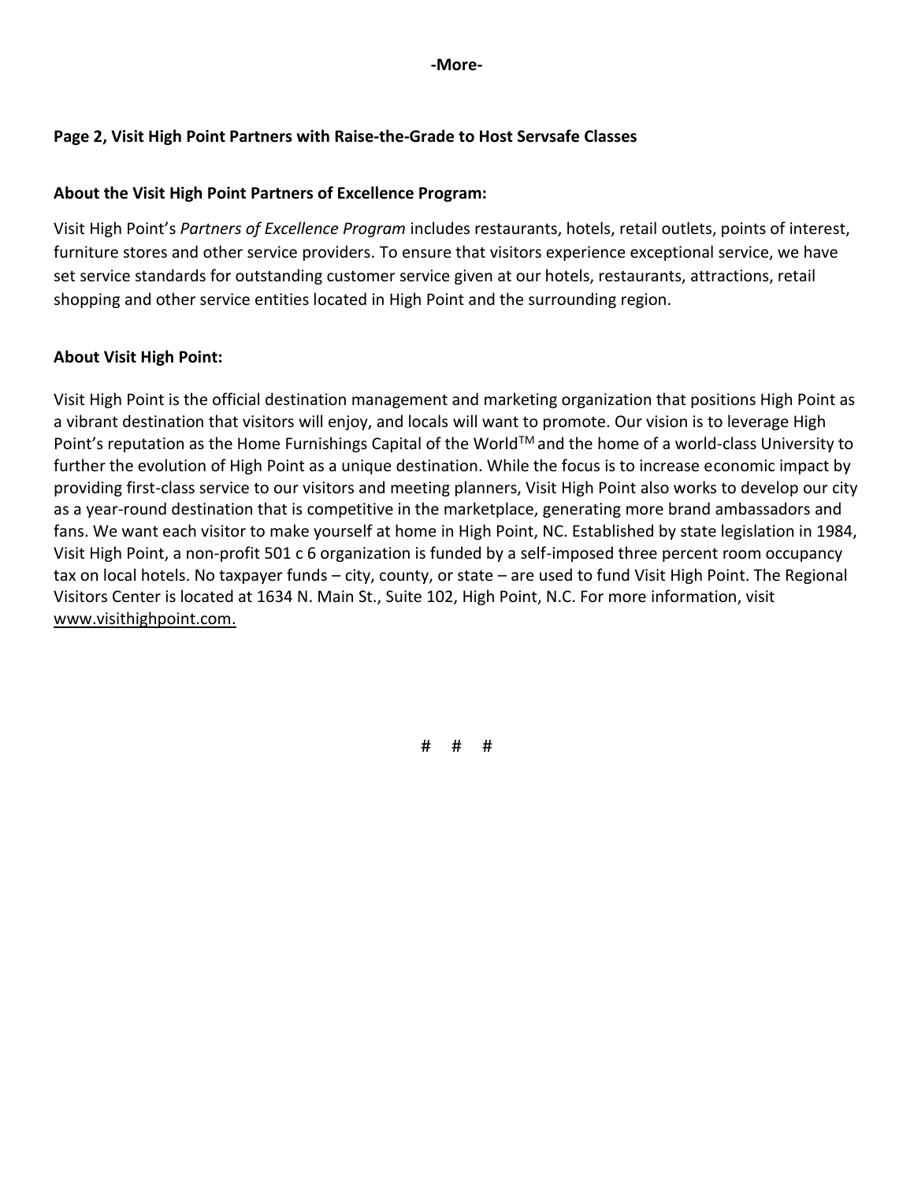-More-

**Page 2, Visit High Point Partners with Raise-the-Grade to Host Servsafe Classes**

**About the Visit High Point Partners of Excellence Program:**

Visit High Point's *Partners of Excellence Program* includes restaurants, hotels, retail outlets, points of interest, furniture stores and other service providers. To ensure that visitors experience exceptional service, we have set service standards for outstanding customer service given at our hotels, restaurants, attractions, retail shopping and other service entities located in High Point and the surrounding region.

**About Visit High Point:**

Visit High Point is the official destination management and marketing organization that positions High Point as a vibrant destination that visitors will enjoy, and locals will want to promote. Our vision is to leverage High Point's reputation as the Home Furnishings Capital of the World™ and the home of a world-class University to further the evolution of High Point as a unique destination. While the focus is to increase economic impact by providing first-class service to our visitors and meeting planners, Visit High Point also works to develop our city as a year-round destination that is competitive in the marketplace, generating more brand ambassadors and fans. We want each visitor to make yourself at home in High Point, NC. Established by state legislation in 1984, Visit High Point, a non-profit 501 c 6 organization is funded by a self-imposed three percent room occupancy tax on local hotels. No taxpayer funds – city, county, or state – are used to fund Visit High Point. The Regional Visitors Center is located at 1634 N. Main St., Suite 102, High Point, N.C. For more information, visit www.visithighpoint.com.

# # #